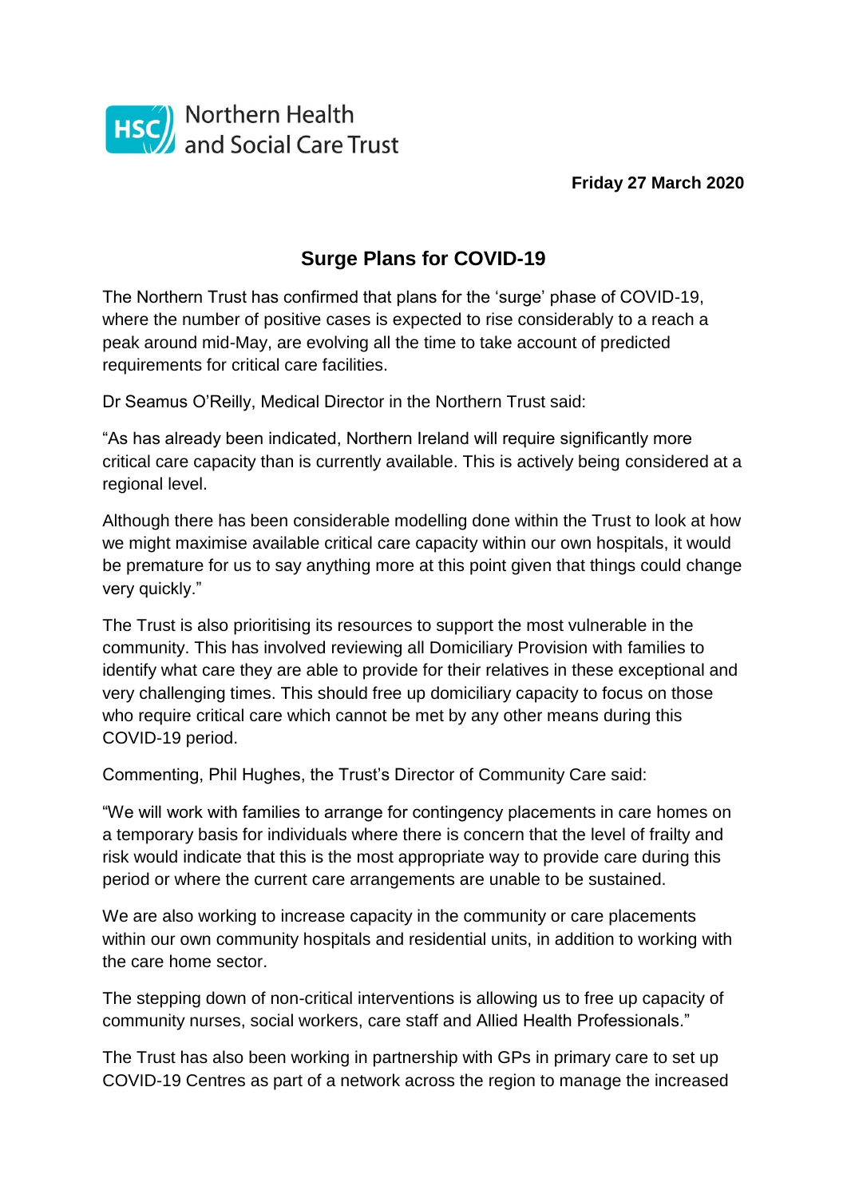Northern Health and Social Care Trust

**Friday 27 March 2020**

# Surge Plans for COVID-19

The Northern Trust has confirmed that plans for the 'surge' phase of COVID-19, where the number of positive cases is expected to rise considerably to a reach a peak around mid-May, are evolving all the time to take account of predicted requirements for critical care facilities.

Dr Seamus O'Reilly, Medical Director in the Northern Trust said:

"As has already been indicated, Northern Ireland will require significantly more critical care capacity than is currently available. This is actively being considered at a regional level.

Although there has been considerable modelling done within the Trust to look at how we might maximise available critical care capacity within our own hospitals, it would be premature for us to say anything more at this point given that things could change very quickly."

The Trust is also prioritising its resources to support the most vulnerable in the community. This has involved reviewing all Domiciliary Provision with families to identify what care they are able to provide for their relatives in these exceptional and very challenging times. This should free up domiciliary capacity to focus on those who require critical care which cannot be met by any other means during this COVID-19 period.

Commenting, Phil Hughes, the Trust's Director of Community Care said:

"We will work with families to arrange for contingency placements in care homes on a temporary basis for individuals where there is concern that the level of frailty and risk would indicate that this is the most appropriate way to provide care during this period or where the current care arrangements are unable to be sustained.

We are also working to increase capacity in the community or care placements within our own community hospitals and residential units, in addition to working with the care home sector.

The stepping down of non-critical interventions is allowing us to free up capacity of community nurses, social workers, care staff and Allied Health Professionals."

The Trust has also been working in partnership with GPs in primary care to set up COVID-19 Centres as part of a network across the region to manage the increased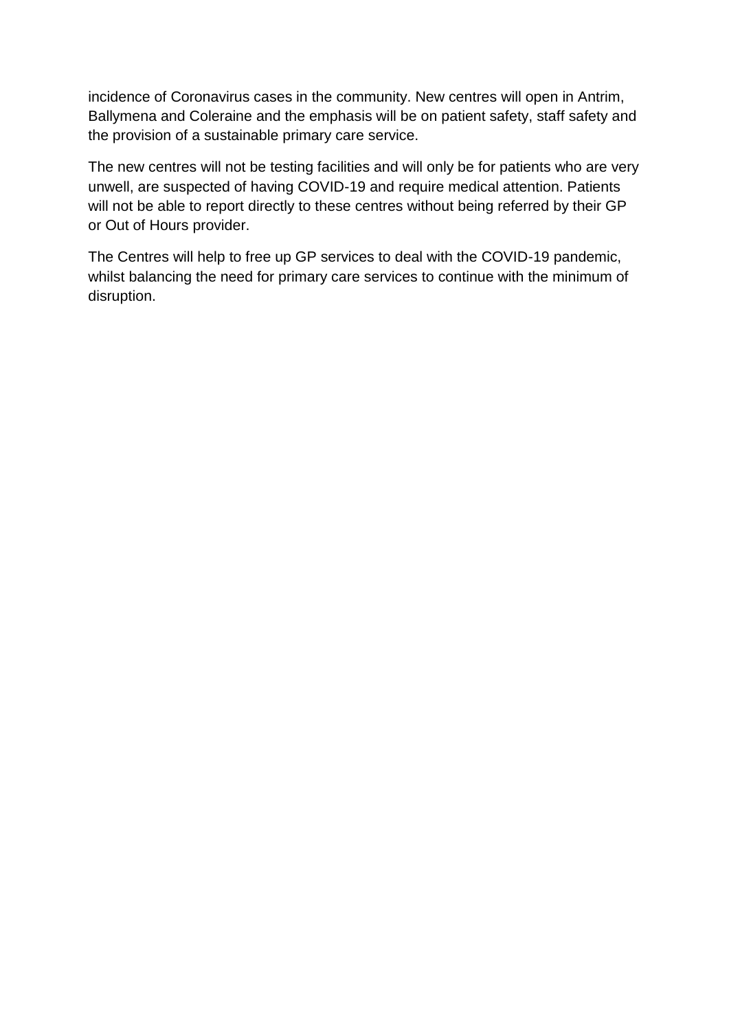incidence of Coronavirus cases in the community. New centres will open in Antrim, Ballymena and Coleraine and the emphasis will be on patient safety, staff safety and the provision of a sustainable primary care service.

The new centres will not be testing facilities and will only be for patients who are very unwell, are suspected of having COVID-19 and require medical attention. Patients will not be able to report directly to these centres without being referred by their GP or Out of Hours provider.

The Centres will help to free up GP services to deal with the COVID-19 pandemic, whilst balancing the need for primary care services to continue with the minimum of disruption.